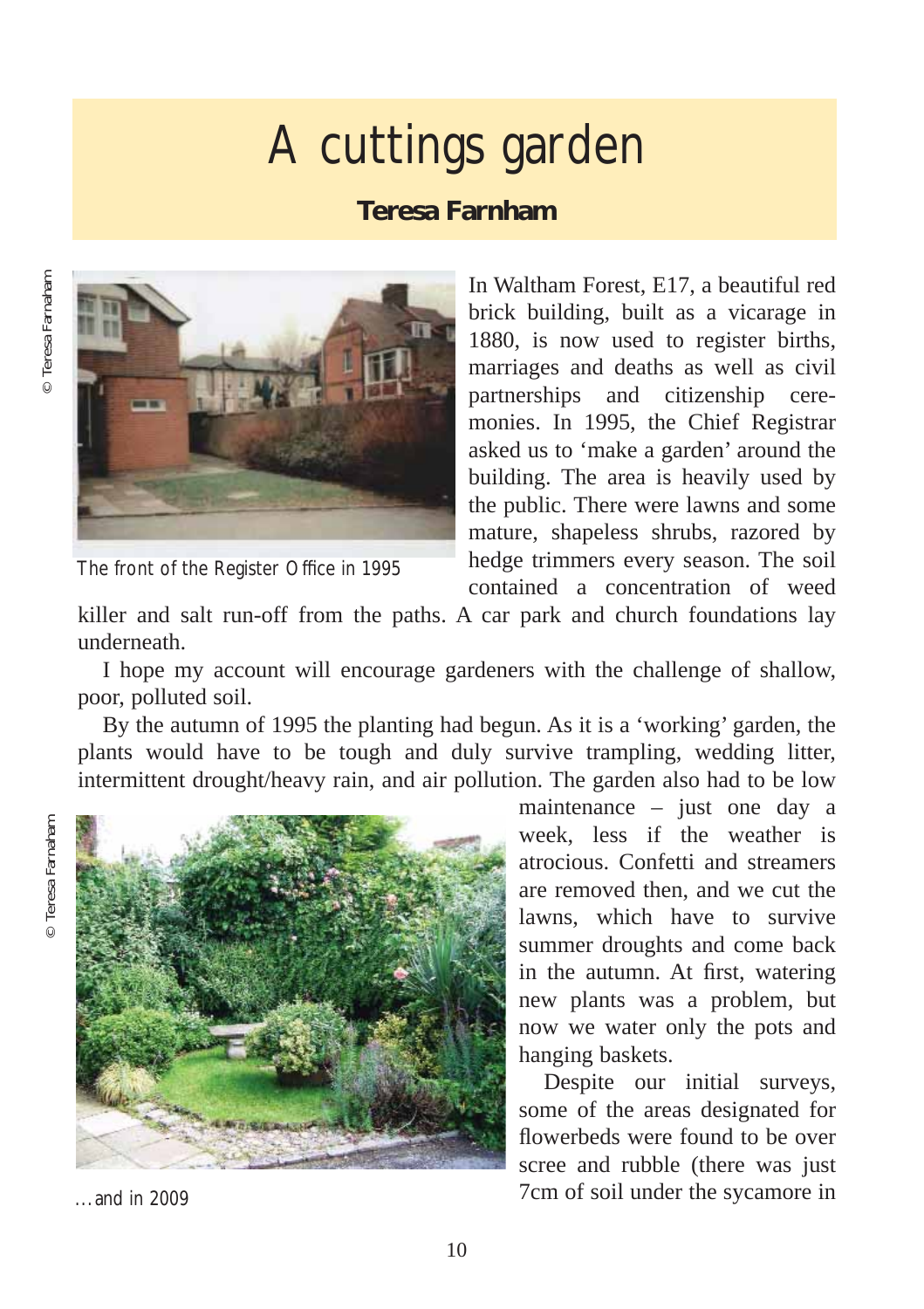# A cuttings garden

**Teresa Farnham**

© Teresa Farnham

The front of the Register Office in 1995

In Waltham Forest, E17, a beautiful red brick building, built as a vicarage in 1880, is now used to register births, marriages and deaths as well as civil partnerships and citizenship ceremonies. In 1995, the Chief Registrar asked us to 'make a garden' around the building. The area is heavily used by the public. There were lawns and some mature, shapeless shrubs, razored by hedge trimmers every season. The soil contained a concentration of weed killer and salt run-off from the paths. A car park and church foundations lay underneath.

I hope my account will encourage gardeners with the challenge of shallow, poor, polluted soil.

By the autumn of 1995 the planting had begun. As it is a 'working' garden, the plants would have to be tough and duly survive trampling, wedding litter, intermittent drought/heavy rain, and air pollution. The garden also had to be low maintenance – just one day a week, less if the weather is atrocious. Confetti and streamers are removed then, and we cut the lawns, which have to survive summer droughts and come back in the autumn. At first, watering new plants was a problem, but now we water only the pots and hanging baskets.

© Teresa Farnham

...and in 2009

Despite our initial surveys, some of the areas designated for flowerbeds were found to be over scree and rubble (there was just 7cm of soil under the sycamore in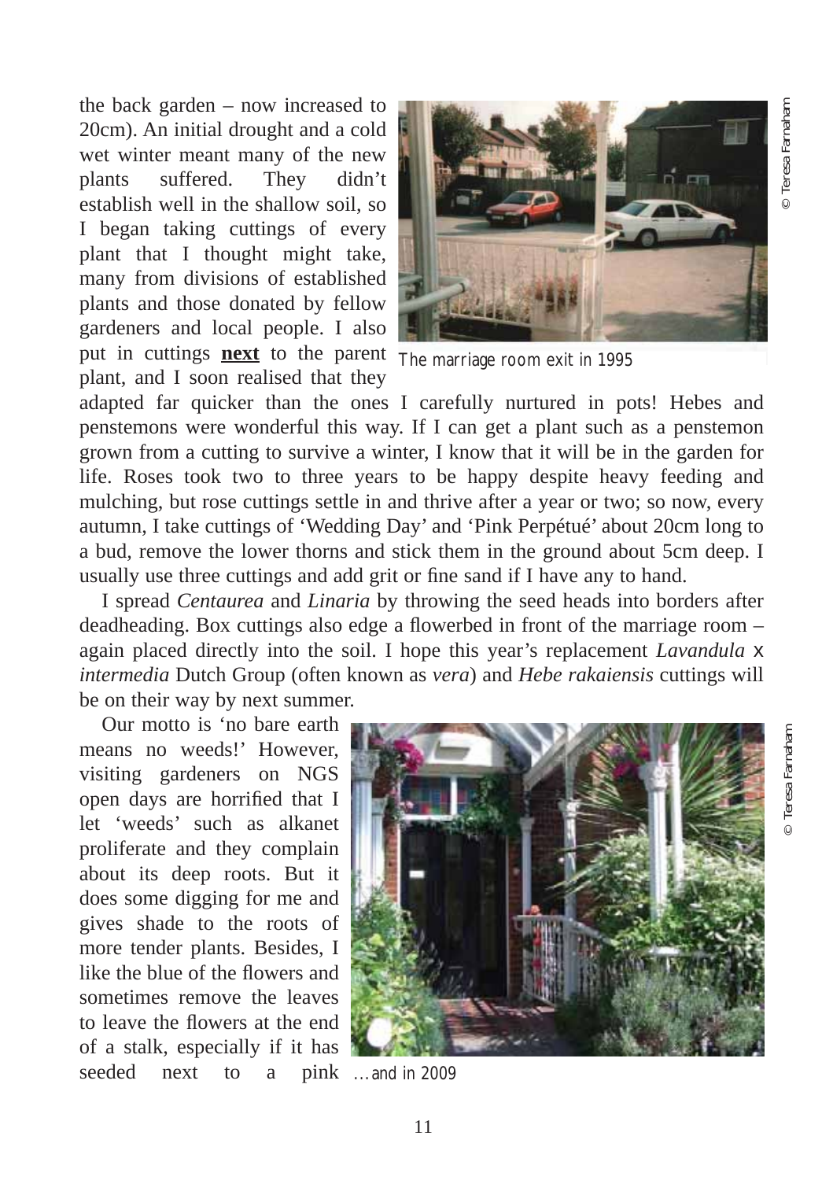the back garden – now increased to 20cm). An initial drought and a cold wet winter meant many of the new plants suffered. They didn't establish well in the shallow soil, so I began taking cuttings of every plant that I thought might take, many from divisions of established plants and those donated by fellow gardeners and local people. I also put in cuttings **next** to the parent plant, and I soon realised that they adapted far quicker than the ones I carefully nurtured in pots! Hebes and penstemons were wonderful this way. If I can get a plant such as a penstemon grown from a cutting to survive a winter, I know that it will be in the garden for life. Roses took two to three years to be happy despite heavy feeding and mulching, but rose cuttings settle in and thrive after a year or two; so now, every autumn, I take cuttings of 'Wedding Day' and 'Pink Perpétué' about 20cm long to a bud, remove the lower thorns and stick them in the ground about 5cm deep. I usually use three cuttings and add grit or fine sand if I have any to hand.

The marriage room exit in 1995

© Teresa Farnaham

I spread *Centaurea* and *Linaria* by throwing the seed heads into borders after deadheading. Box cuttings also edge a flowerbed in front of the marriage room – again placed directly into the soil. I hope this year's replacement *Lavandula* x *intermedia* Dutch Group (often known as *vera*) and *Hebe rakaiensis* cuttings will be on their way by next summer.

Our motto is 'no bare earth means no weeds!' However, visiting gardeners on NGS open days are horrified that I let 'weeds' such as alkanet proliferate and they complain about its deep roots. But it does some digging for me and gives shade to the roots of more tender plants. Besides, I like the blue of the flowers and sometimes remove the leaves to leave the flowers at the end of a stalk, especially if it has seeded next to a pink

…and in 2009

© Teresa Farnaham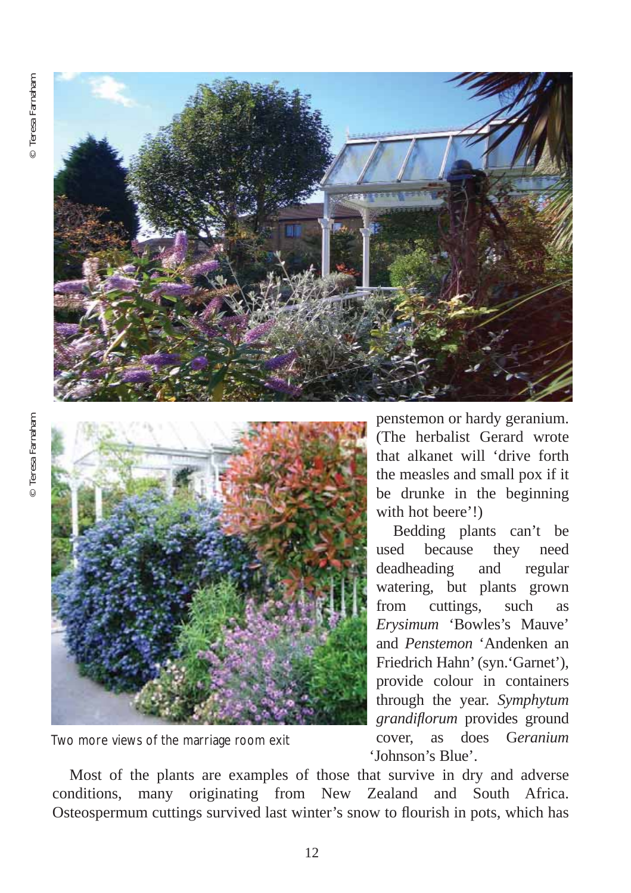© Teresa Farnham

© Teresa Farnham

Two more views of the marriage room exit

penstemon or hardy geranium. (The herbalist Gerard wrote that alkanet will 'drive forth the measles and small pox if it be drunke in the beginning with hot beere'!)

Bedding plants can't be used because they need deadheading and regular watering, but plants grown from cuttings, such as *Erysimum* 'Bowles's Mauve' and *Penstemon* 'Andenken an Friedrich Hahn' (syn.'Garnet'), provide colour in containers through the year. *Symphytum grandiflorum* provides ground cover, as does G*eranium* 'Johnson's Blue'.

Most of the plants are examples of those that survive in dry and adverse conditions, many originating from New Zealand and South Africa. Osteospermum cuttings survived last winter's snow to flourish in pots, which has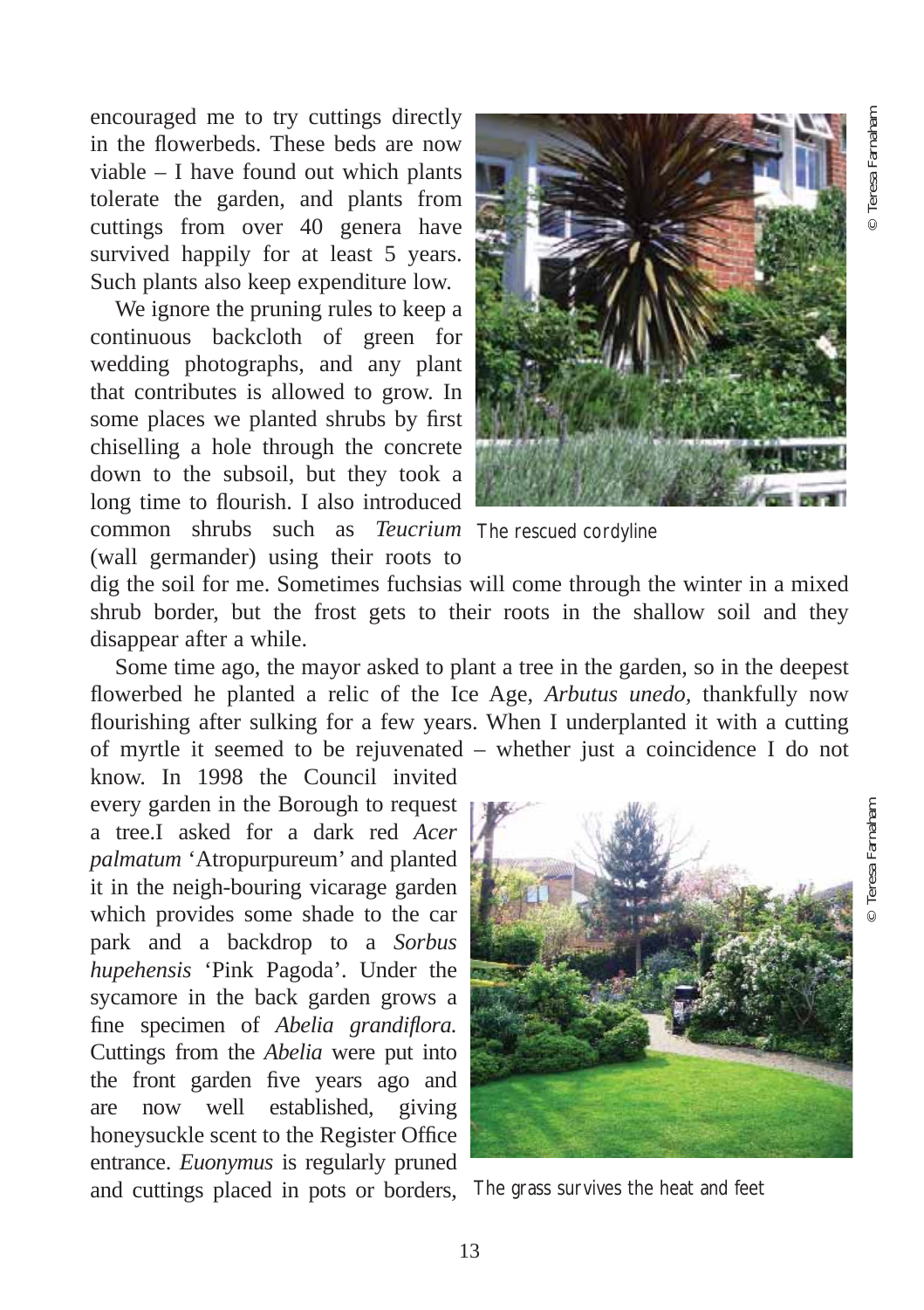encouraged me to try cuttings directly in the flowerbeds. These beds are now viable – I have found out which plants tolerate the garden, and plants from cuttings from over 40 genera have survived happily for at least 5 years. Such plants also keep expenditure low.

We ignore the pruning rules to keep a continuous backcloth of green for wedding photographs, and any plant that contributes is allowed to grow. In some places we planted shrubs by first chiselling a hole through the concrete down to the subsoil, but they took a long time to flourish. I also introduced common shrubs such as *Teucrium* (wall germander) using their roots to dig the soil for me. Sometimes fuchsias will come through the winter in a mixed shrub border, but the frost gets to their roots in the shallow soil and they disappear after a while.

The rescued cordyline

© Teresa Farnaham

Some time ago, the mayor asked to plant a tree in the garden, so in the deepest flowerbed he planted a relic of the Ice Age, *Arbutus unedo*, thankfully now flourishing after sulking for a few years. When I underplanted it with a cutting of myrtle it seemed to be rejuvenated – whether just a coincidence I do not know. In 1998 the Council invited every garden in the Borough to request a tree.I asked for a dark red *Acer palmatum* 'Atropurpureum' and planted it in the neigh-bouring vicarage garden which provides some shade to the car park and a backdrop to a *Sorbus hupehensis* 'Pink Pagoda'. Under the sycamore in the back garden grows a fine specimen of *Abelia grandiflora.* Cuttings from the *Abelia* were put into the front garden five years ago and are now well established, giving honeysuckle scent to the Register Office entrance. *Euonymus* is regularly pruned and cuttings placed in pots or borders,

The grass survives the heat and feet

© Teresa Farnaham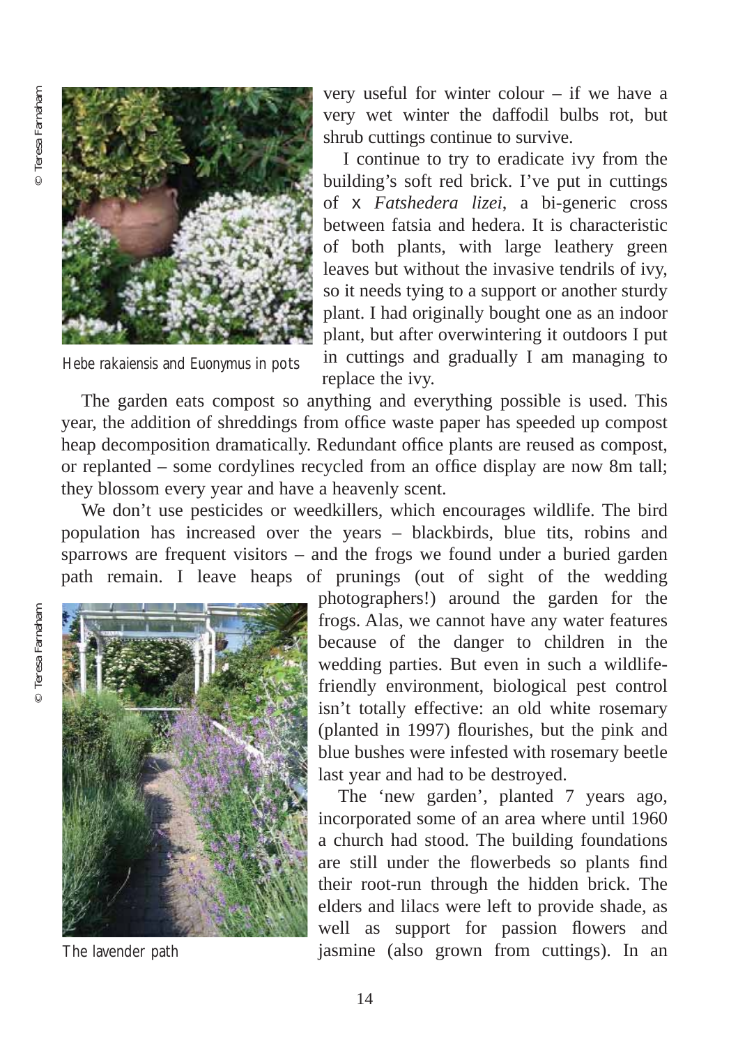very useful for winter colour – if we have a very wet winter the daffodil bulbs rot, but shrub cuttings continue to survive.

I continue to try to eradicate ivy from the building's soft red brick. I've put in cuttings of x *Fatshedera lizei*, a bi-generic cross between fatsia and hedera. It is characteristic of both plants, with large leathery green leaves but without the invasive tendrils of ivy, so it needs tying to a support or another sturdy plant. I had originally bought one as an indoor plant, but after overwintering it outdoors I put in cuttings and gradually I am managing to replace the ivy.

Hebe rakaiensis and Euonymus in pots

The garden eats compost so anything and everything possible is used. This year, the addition of shreddings from office waste paper has speeded up compost heap decomposition dramatically. Redundant office plants are reused as compost, or replanted – some cordylines recycled from an office display are now 8m tall; they blossom every year and have a heavenly scent.

We don't use pesticides or weedkillers, which encourages wildlife. The bird population has increased over the years – blackbirds, blue tits, robins and sparrows are frequent visitors – and the frogs we found under a buried garden path remain. I leave heaps of prunings (out of sight of the wedding photographers!) around the garden for the frogs. Alas, we cannot have any water features because of the danger to children in the wedding parties. But even in such a wildlife-friendly environment, biological pest control isn't totally effective: an old white rosemary (planted in 1997) flourishes, but the pink and blue bushes were infested with rosemary beetle last year and had to be destroyed.

The 'new garden', planted 7 years ago, incorporated some of an area where until 1960 a church had stood. The building foundations are still under the flowerbeds so plants find their root-run through the hidden brick. The elders and lilacs were left to provide shade, as well as support for passion flowers and jasmine (also grown from cuttings). In an

The lavender path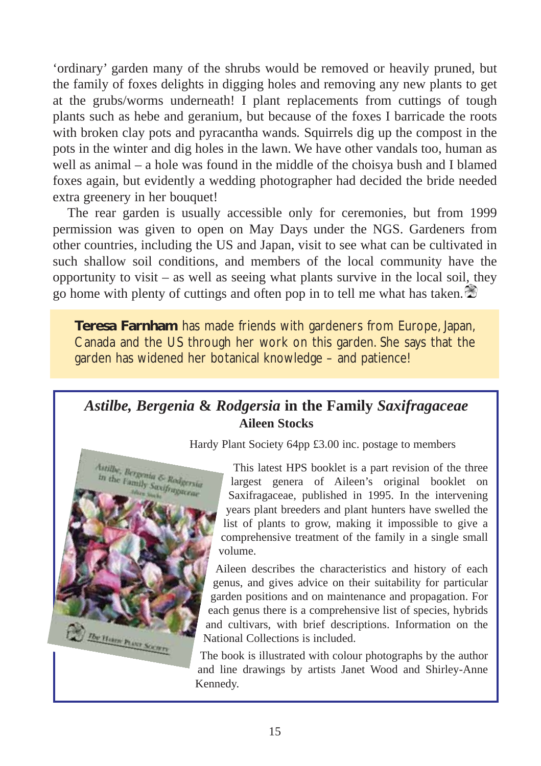'ordinary' garden many of the shrubs would be removed or heavily pruned, but the family of foxes delights in digging holes and removing any new plants to get at the grubs/worms underneath! I plant replacements from cuttings of tough plants such as hebe and geranium, but because of the foxes I barricade the roots with broken clay pots and pyracantha wands. Squirrels dig up the compost in the pots in the winter and dig holes in the lawn. We have other vandals too, human as well as animal – a hole was found in the middle of the choisya bush and I blamed foxes again, but evidently a wedding photographer had decided the bride needed extra greenery in her bouquet!

The rear garden is usually accessible only for ceremonies, but from 1999 permission was given to open on May Days under the NGS. Gardeners from other countries, including the US and Japan, visit to see what can be cultivated in such shallow soil conditions, and members of the local community have the opportunity to visit – as well as seeing what plants survive in the local soil, they go home with plenty of cuttings and often pop in to tell me what has taken.

**Teresa Farnham** has made friends with gardeners from Europe, Japan, Canada and the US through her work on this garden. She says that the garden has widened her botanical knowledge – and patience!

## *Astilbe, Bergenia* & *Rodgersia* in the Family *Saxifragaceae*

**Aileen Stocks**

Hardy Plant Society 64pp £3.00 inc. postage to members

This latest HPS booklet is a part revision of the three largest genera of Aileen's original booklet on Saxifragaceae, published in 1995. In the intervening years plant breeders and plant hunters have swelled the list of plants to grow, making it impossible to give a comprehensive treatment of the family in a single small volume.

Aileen describes the characteristics and history of each genus, and gives advice on their suitability for particular garden positions and on maintenance and propagation. For each genus there is a comprehensive list of species, hybrids and cultivars, with brief descriptions. Information on the National Collections is included.

The book is illustrated with colour photographs by the author and line drawings by artists Janet Wood and Shirley-Anne Kennedy.